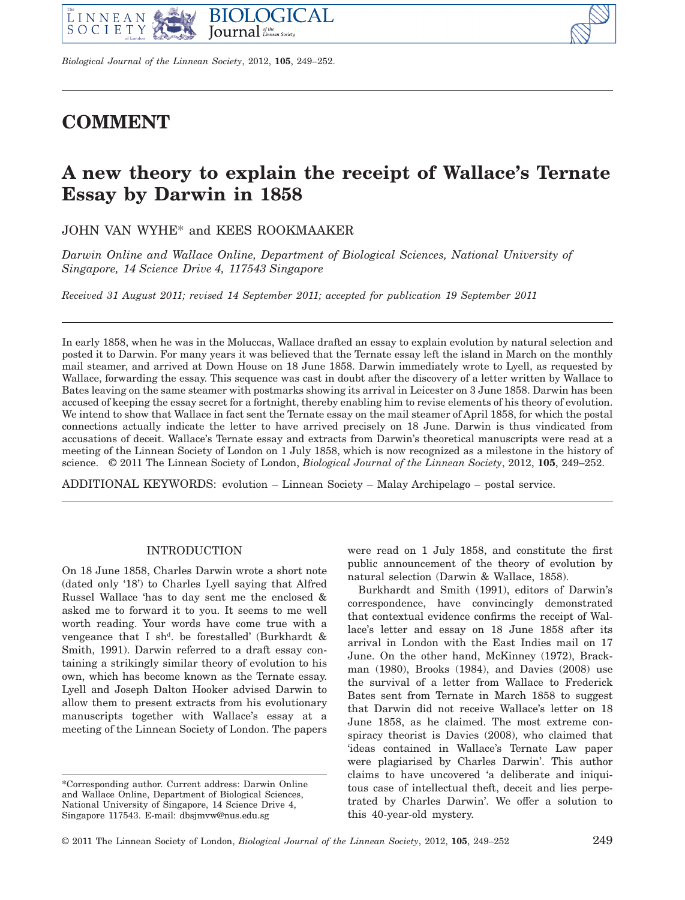# COMMENT

# A new theory to explain the receipt of Wallace's Ternate Essay by Darwin in 1858

JOHN VAN WYHE* and KEES ROOKMAAKER

*Darwin Online and Wallace Online, Department of Biological Sciences, National University of Singapore, 14 Science Drive 4, 117543 Singapore*

*Received 31 August 2011; revised 14 September 2011; accepted for publication 19 September 2011*

In early 1858, when he was in the Moluccas, Wallace drafted an essay to explain evolution by natural selection and posted it to Darwin. For many years it was believed that the Ternate essay left the island in March on the monthly mail steamer, and arrived at Down House on 18 June 1858. Darwin immediately wrote to Lyell, as requested by Wallace, forwarding the essay. This sequence was cast in doubt after the discovery of a letter written by Wallace to Bates leaving on the same steamer with postmarks showing its arrival in Leicester on 3 June 1858. Darwin has been accused of keeping the essay secret for a fortnight, thereby enabling him to revise elements of his theory of evolution. We intend to show that Wallace in fact sent the Ternate essay on the mail steamer of April 1858, for which the postal connections actually indicate the letter to have arrived precisely on 18 June. Darwin is thus vindicated from accusations of deceit. Wallace's Ternate essay and extracts from Darwin's theoretical manuscripts were read at a meeting of the Linnean Society of London on 1 July 1858, which is now recognized as a milestone in the history of science. © 2011 The Linnean Society of London, *Biological Journal of the Linnean Society*, 2012, **105**, 249–252.

ADDITIONAL KEYWORDS: evolution – Linnean Society – Malay Archipelago – postal service.

## INTRODUCTION

On 18 June 1858, Charles Darwin wrote a short note (dated only '18') to Charles Lyell saying that Alfred Russel Wallace 'has to day sent me the enclosed & asked me to forward it to you. It seems to me well worth reading. Your words have come true with a vengeance that I sh[d]. be forestalled' (Burkhardt & Smith, 1991). Darwin referred to a draft essay containing a strikingly similar theory of evolution to his own, which has become known as the Ternate essay. Lyell and Joseph Dalton Hooker advised Darwin to allow them to present extracts from his evolutionary manuscripts together with Wallace's essay at a meeting of the Linnean Society of London. The papers were read on 1 July 1858, and constitute the first public announcement of the theory of evolution by natural selection (Darwin & Wallace, 1858).

Burkhardt and Smith (1991), editors of Darwin's correspondence, have convincingly demonstrated that contextual evidence confirms the receipt of Wallace's letter and essay on 18 June 1858 after its arrival in London with the East Indies mail on 17 June. On the other hand, McKinney (1972), Brackman (1980), Brooks (1984), and Davies (2008) use the survival of a letter from Wallace to Frederick Bates sent from Ternate in March 1858 to suggest that Darwin did not receive Wallace's letter on 18 June 1858, as he claimed. The most extreme conspiracy theorist is Davies (2008), who claimed that 'ideas contained in Wallace's Ternate Law paper were plagiarised by Charles Darwin'. This author claims to have uncovered 'a deliberate and iniquitous case of intellectual theft, deceit and lies perpetrated by Charles Darwin'. We offer a solution to this 40-year-old mystery.

*Corresponding author. Current address: Darwin Online and Wallace Online, Department of Biological Sciences, National University of Singapore, 14 Science Drive 4, Singapore 117543. E-mail: dbsjmvw@nus.edu.sg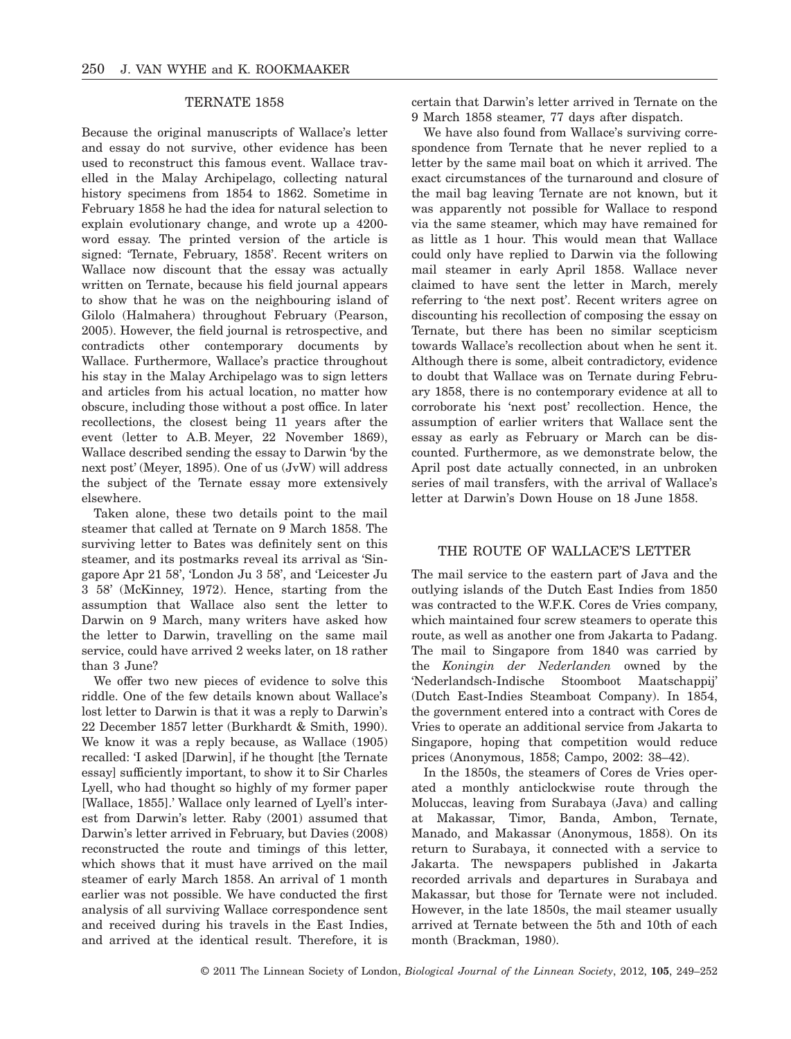## TERNATE 1858

Because the original manuscripts of Wallace's letter and essay do not survive, other evidence has been used to reconstruct this famous event. Wallace travelled in the Malay Archipelago, collecting natural history specimens from 1854 to 1862. Sometime in February 1858 he had the idea for natural selection to explain evolutionary change, and wrote up a 4200-word essay. The printed version of the article is signed: 'Ternate, February, 1858'. Recent writers on Wallace now discount that the essay was actually written on Ternate, because his field journal appears to show that he was on the neighbouring island of Gilolo (Halmahera) throughout February (Pearson, 2005). However, the field journal is retrospective, and contradicts other contemporary documents by Wallace. Furthermore, Wallace's practice throughout his stay in the Malay Archipelago was to sign letters and articles from his actual location, no matter how obscure, including those without a post office. In later recollections, the closest being 11 years after the event (letter to A.B. Meyer, 22 November 1869), Wallace described sending the essay to Darwin 'by the next post' (Meyer, 1895). One of us (JvW) will address the subject of the Ternate essay more extensively elsewhere.

Taken alone, these two details point to the mail steamer that called at Ternate on 9 March 1858. The surviving letter to Bates was definitely sent on this steamer, and its postmarks reveal its arrival as 'Singapore Apr 21 58', 'London Ju 3 58', and 'Leicester Ju 3 58' (McKinney, 1972). Hence, starting from the assumption that Wallace also sent the letter to Darwin on 9 March, many writers have asked how the letter to Darwin, travelling on the same mail service, could have arrived 2 weeks later, on 18 rather than 3 June?

We offer two new pieces of evidence to solve this riddle. One of the few details known about Wallace's lost letter to Darwin is that it was a reply to Darwin's 22 December 1857 letter (Burkhardt & Smith, 1990). We know it was a reply because, as Wallace (1905) recalled: 'I asked [Darwin], if he thought [the Ternate essay] sufficiently important, to show it to Sir Charles Lyell, who had thought so highly of my former paper [Wallace, 1855].' Wallace only learned of Lyell's interest from Darwin's letter. Raby (2001) assumed that Darwin's letter arrived in February, but Davies (2008) reconstructed the route and timings of this letter, which shows that it must have arrived on the mail steamer of early March 1858. An arrival of 1 month earlier was not possible. We have conducted the first analysis of all surviving Wallace correspondence sent and received during his travels in the East Indies, and arrived at the identical result. Therefore, it is certain that Darwin's letter arrived in Ternate on the 9 March 1858 steamer, 77 days after dispatch.

We have also found from Wallace's surviving correspondence from Ternate that he never replied to a letter by the same mail boat on which it arrived. The exact circumstances of the turnaround and closure of the mail bag leaving Ternate are not known, but it was apparently not possible for Wallace to respond via the same steamer, which may have remained for as little as 1 hour. This would mean that Wallace could only have replied to Darwin via the following mail steamer in early April 1858. Wallace never claimed to have sent the letter in March, merely referring to 'the next post'. Recent writers agree on discounting his recollection of composing the essay on Ternate, but there has been no similar scepticism towards Wallace's recollection about when he sent it. Although there is some, albeit contradictory, evidence to doubt that Wallace was on Ternate during February 1858, there is no contemporary evidence at all to corroborate his 'next post' recollection. Hence, the assumption of earlier writers that Wallace sent the essay as early as February or March can be discounted. Furthermore, as we demonstrate below, the April post date actually connected, in an unbroken series of mail transfers, with the arrival of Wallace's letter at Darwin's Down House on 18 June 1858.

## THE ROUTE OF WALLACE'S LETTER

The mail service to the eastern part of Java and the outlying islands of the Dutch East Indies from 1850 was contracted to the W.F.K. Cores de Vries company, which maintained four screw steamers to operate this route, as well as another one from Jakarta to Padang. The mail to Singapore from 1840 was carried by the *Koningin der Nederlanden* owned by the 'Nederlandsch-Indische Stoomboot Maatschappij' (Dutch East-Indies Steamboat Company). In 1854, the government entered into a contract with Cores de Vries to operate an additional service from Jakarta to Singapore, hoping that competition would reduce prices (Anonymous, 1858; Campo, 2002: 38–42).

In the 1850s, the steamers of Cores de Vries operated a monthly anticlockwise route through the Moluccas, leaving from Surabaya (Java) and calling at Makassar, Timor, Banda, Ambon, Ternate, Manado, and Makassar (Anonymous, 1858). On its return to Surabaya, it connected with a service to Jakarta. The newspapers published in Jakarta recorded arrivals and departures in Surabaya and Makassar, but those for Ternate were not included. However, in the late 1850s, the mail steamer usually arrived at Ternate between the 5th and 10th of each month (Brackman, 1980).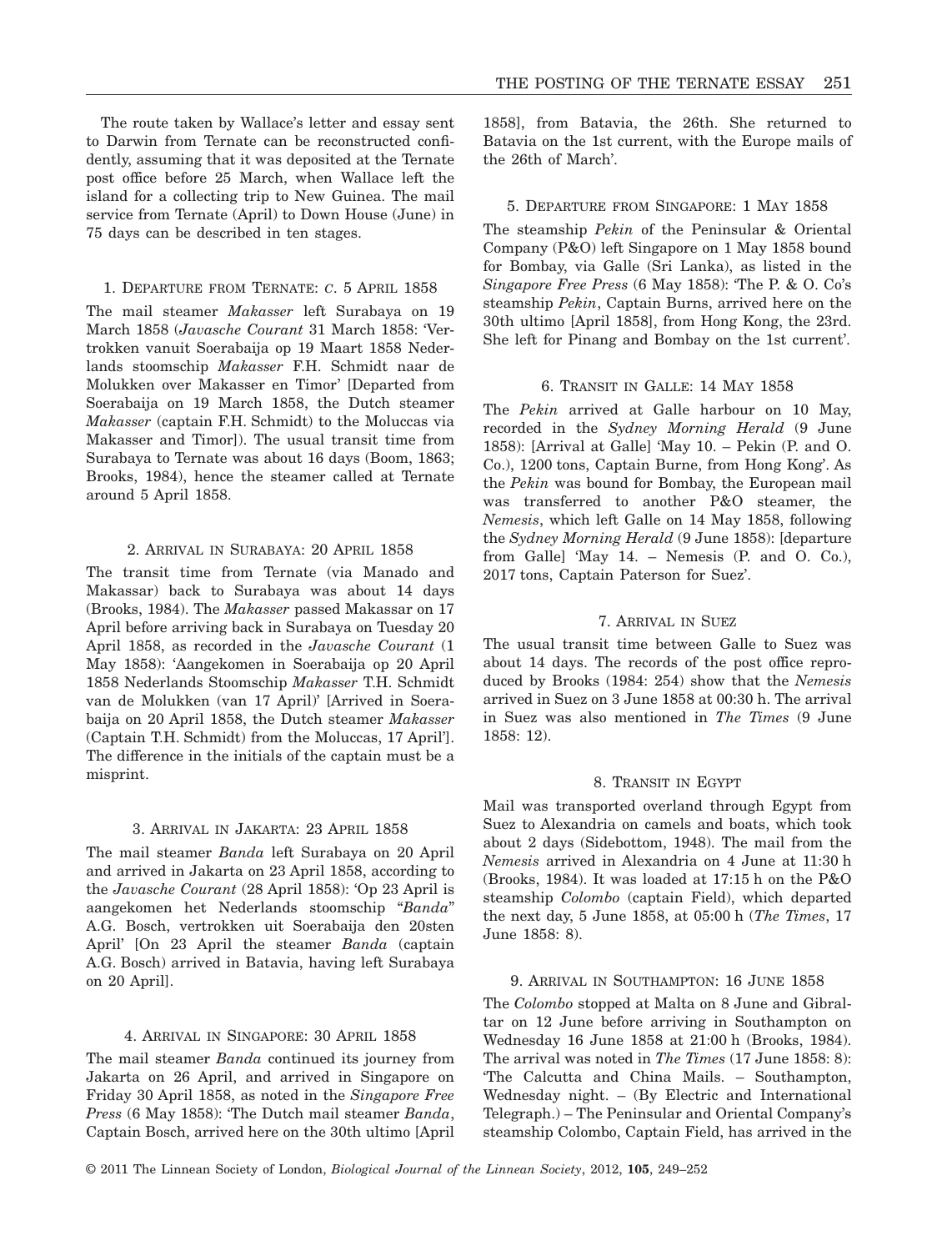The route taken by Wallace's letter and essay sent to Darwin from Ternate can be reconstructed confidently, assuming that it was deposited at the Ternate post office before 25 March, when Wallace left the island for a collecting trip to New Guinea. The mail service from Ternate (April) to Down House (June) in 75 days can be described in ten stages.

### 1. Departure from Ternate: *c.* 5 April 1858

The mail steamer *Makasser* left Surabaya on 19 March 1858 (*Javasche Courant* 31 March 1858: 'Vertrokken vanuit Soerabaija op 19 Maart 1858 Nederlands stoomschip *Makasser* F.H. Schmidt naar de Molukken over Makasser en Timor' [Departed from Soerabaija on 19 March 1858, the Dutch steamer *Makasser* (captain F.H. Schmidt) to the Moluccas via Makasser and Timor]). The usual transit time from Surabaya to Ternate was about 16 days (Boom, 1863; Brooks, 1984), hence the steamer called at Ternate around 5 April 1858.

### 2. Arrival in Surabaya: 20 April 1858

The transit time from Ternate (via Manado and Makassar) back to Surabaya was about 14 days (Brooks, 1984). The *Makasser* passed Makassar on 17 April before arriving back in Surabaya on Tuesday 20 April 1858, as recorded in the *Javasche Courant* (1 May 1858): 'Aangekomen in Soerabaija op 20 April 1858 Nederlands Stoomschip *Makasser* T.H. Schmidt van de Molukken (van 17 April)' [Arrived in Soerabaija on 20 April 1858, the Dutch steamer *Makasser* (Captain T.H. Schmidt) from the Moluccas, 17 April']. The difference in the initials of the captain must be a misprint.

### 3. Arrival in Jakarta: 23 April 1858

The mail steamer *Banda* left Surabaya on 20 April and arrived in Jakarta on 23 April 1858, according to the *Javasche Courant* (28 April 1858): 'Op 23 April is aangekomen het Nederlands stoomschip "*Banda*" A.G. Bosch, vertrokken uit Soerabaija den 20sten April' [On 23 April the steamer *Banda* (captain A.G. Bosch) arrived in Batavia, having left Surabaya on 20 April].

### 4. Arrival in Singapore: 30 April 1858

The mail steamer *Banda* continued its journey from Jakarta on 26 April, and arrived in Singapore on Friday 30 April 1858, as noted in the *Singapore Free Press* (6 May 1858): 'The Dutch mail steamer *Banda*, Captain Bosch, arrived here on the 30th ultimo [April 1858], from Batavia, the 26th. She returned to Batavia on the 1st current, with the Europe mails of the 26th of March'.

### 5. Departure from Singapore: 1 May 1858

The steamship *Pekin* of the Peninsular & Oriental Company (P&O) left Singapore on 1 May 1858 bound for Bombay, via Galle (Sri Lanka), as listed in the *Singapore Free Press* (6 May 1858): 'The P. & O. Co's steamship *Pekin*, Captain Burns, arrived here on the 30th ultimo [April 1858], from Hong Kong, the 23rd. She left for Pinang and Bombay on the 1st current'.

### 6. Transit in Galle: 14 May 1858

The *Pekin* arrived at Galle harbour on 10 May, recorded in the *Sydney Morning Herald* (9 June 1858): [Arrival at Galle] 'May 10. – Pekin (P. and O. Co.), 1200 tons, Captain Burne, from Hong Kong'. As the *Pekin* was bound for Bombay, the European mail was transferred to another P&O steamer, the *Nemesis*, which left Galle on 14 May 1858, following the *Sydney Morning Herald* (9 June 1858): [departure from Galle] 'May 14. – Nemesis (P. and O. Co.), 2017 tons, Captain Paterson for Suez'.

### 7. Arrival in Suez

The usual transit time between Galle to Suez was about 14 days. The records of the post office reproduced by Brooks (1984: 254) show that the *Nemesis* arrived in Suez on 3 June 1858 at 00:30 h. The arrival in Suez was also mentioned in *The Times* (9 June 1858: 12).

### 8. Transit in Egypt

Mail was transported overland through Egypt from Suez to Alexandria on camels and boats, which took about 2 days (Sidebottom, 1948). The mail from the *Nemesis* arrived in Alexandria on 4 June at 11:30 h (Brooks, 1984). It was loaded at 17:15 h on the P&O steamship *Colombo* (captain Field), which departed the next day, 5 June 1858, at 05:00 h (*The Times*, 17 June 1858: 8).

### 9. Arrival in Southampton: 16 June 1858

The *Colombo* stopped at Malta on 8 June and Gibraltar on 12 June before arriving in Southampton on Wednesday 16 June 1858 at 21:00 h (Brooks, 1984). The arrival was noted in *The Times* (17 June 1858: 8): 'The Calcutta and China Mails. – Southampton, Wednesday night. – (By Electric and International Telegraph.) – The Peninsular and Oriental Company's steamship Colombo, Captain Field, has arrived in the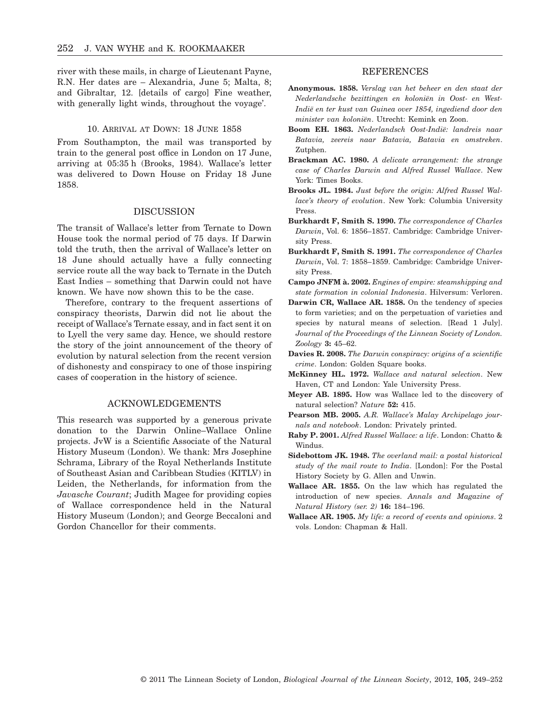river with these mails, in charge of Lieutenant Payne, R.N. Her dates are – Alexandria, June 5; Malta, 8; and Gibraltar, 12. [details of cargo] Fine weather, with generally light winds, throughout the voyage'.

### 10. Arrival at Down: 18 June 1858

From Southampton, the mail was transported by train to the general post office in London on 17 June, arriving at 05:35 h (Brooks, 1984). Wallace's letter was delivered to Down House on Friday 18 June 1858.

## DISCUSSION

The transit of Wallace's letter from Ternate to Down House took the normal period of 75 days. If Darwin told the truth, then the arrival of Wallace's letter on 18 June should actually have a fully connecting service route all the way back to Ternate in the Dutch East Indies – something that Darwin could not have known. We have now shown this to be the case.

Therefore, contrary to the frequent assertions of conspiracy theorists, Darwin did not lie about the receipt of Wallace's Ternate essay, and in fact sent it on to Lyell the very same day. Hence, we should restore the story of the joint announcement of the theory of evolution by natural selection from the recent version of dishonesty and conspiracy to one of those inspiring cases of cooperation in the history of science.

## ACKNOWLEDGEMENTS

This research was supported by a generous private donation to the Darwin Online–Wallace Online projects. JvW is a Scientific Associate of the Natural History Museum (London). We thank: Mrs Josephine Schrama, Library of the Royal Netherlands Institute of Southeast Asian and Caribbean Studies (KITLV) in Leiden, the Netherlands, for information from the *Javasche Courant*; Judith Magee for providing copies of Wallace correspondence held in the Natural History Museum (London); and George Beccaloni and Gordon Chancellor for their comments.

## REFERENCES

**Anonymous. 1858.** *Verslag van het beheer en den staat der Nederlandsche bezittingen en koloniën in Oost- en West-Indië en ter kust van Guinea over 1854, ingediend door den minister van koloniën*. Utrecht: Kemink en Zoon.

**Boom EH. 1863.** *Nederlandsch Oost-Indië: landreis naar Batavia, zeereis naar Batavia, Batavia en omstreken*. Zutphen.

**Brackman AC. 1980.** *A delicate arrangement: the strange case of Charles Darwin and Alfred Russel Wallace*. New York: Times Books.

**Brooks JL. 1984.** *Just before the origin: Alfred Russel Wallace's theory of evolution*. New York: Columbia University Press.

**Burkhardt F, Smith S. 1990.** *The correspondence of Charles Darwin*, Vol. 6: 1856–1857. Cambridge: Cambridge University Press.

**Burkhardt F, Smith S. 1991.** *The correspondence of Charles Darwin*, Vol. 7: 1858–1859. Cambridge: Cambridge University Press.

**Campo JNFM à. 2002.** *Engines of empire: steamshipping and state formation in colonial Indonesia*. Hilversum: Verloren.

**Darwin CR, Wallace AR. 1858.** On the tendency of species to form varieties; and on the perpetuation of varieties and species by natural means of selection. [Read 1 July]. *Journal of the Proceedings of the Linnean Society of London. Zoology* **3:** 45–62.

**Davies R. 2008.** *The Darwin conspiracy: origins of a scientific crime*. London: Golden Square books.

**McKinney HL. 1972.** *Wallace and natural selection*. New Haven, CT and London: Yale University Press.

**Meyer AB. 1895.** How was Wallace led to the discovery of natural selection? *Nature* **52:** 415.

**Pearson MB. 2005.** *A.R. Wallace's Malay Archipelago journals and notebook*. London: Privately printed.

**Raby P. 2001.** *Alfred Russel Wallace: a life*. London: Chatto & Windus.

**Sidebottom JK. 1948.** *The overland mail: a postal historical study of the mail route to India*. [London]: For the Postal History Society by G. Allen and Unwin.

**Wallace AR. 1855.** On the law which has regulated the introduction of new species. *Annals and Magazine of Natural History (ser. 2)* **16:** 184–196.

**Wallace AR. 1905.** *My life: a record of events and opinions*. 2 vols. London: Chapman & Hall.